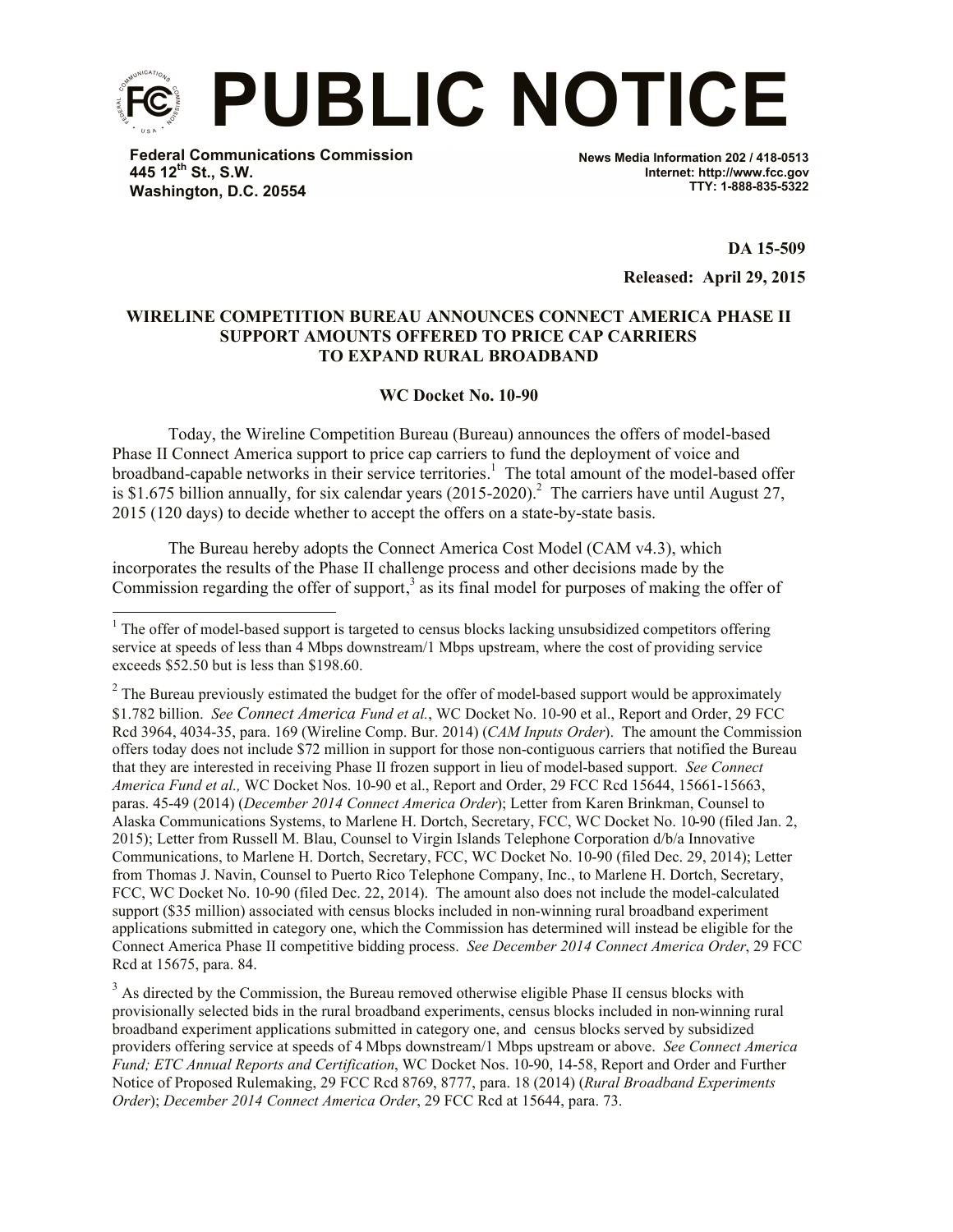# PUBLIC NOTICE

**Federal Communications Commission**
**445 12th St., S.W.**
**Washington, D.C. 20554**

**News Media Information 202 / 418-0513**
**Internet: http://www.fcc.gov**
**TTY: 1-888-835-5322**

**DA 15-509**

**Released: April 29, 2015**

**WIRELINE COMPETITION BUREAU ANNOUNCES CONNECT AMERICA PHASE II SUPPORT AMOUNTS OFFERED TO PRICE CAP CARRIERS TO EXPAND RURAL BROADBAND**

**WC Docket No. 10-90**

Today, the Wireline Competition Bureau (Bureau) announces the offers of model-based Phase II Connect America support to price cap carriers to fund the deployment of voice and broadband-capable networks in their service territories.[1] The total amount of the model-based offer is $1.675 billion annually, for six calendar years (2015-2020).[2] The carriers have until August 27, 2015 (120 days) to decide whether to accept the offers on a state-by-state basis.

The Bureau hereby adopts the Connect America Cost Model (CAM v4.3), which incorporates the results of the Phase II challenge process and other decisions made by the Commission regarding the offer of support,[3] as its final model for purposes of making the offer of

---

[1] The offer of model-based support is targeted to census blocks lacking unsubsidized competitors offering service at speeds of less than 4 Mbps downstream/1 Mbps upstream, where the cost of providing service exceeds $52.50 but is less than $198.60.

[2] The Bureau previously estimated the budget for the offer of model-based support would be approximately $1.782 billion. *See Connect America Fund et al.*, WC Docket No. 10-90 et al., Report and Order, 29 FCC Rcd 3964, 4034-35, para. 169 (Wireline Comp. Bur. 2014) (*CAM Inputs Order*). The amount the Commission offers today does not include $72 million in support for those non-contiguous carriers that notified the Bureau that they are interested in receiving Phase II frozen support in lieu of model-based support. *See Connect America Fund et al.,* WC Docket Nos. 10-90 et al., Report and Order, 29 FCC Rcd 15644, 15661-15663, paras. 45-49 (2014) (*December 2014 Connect America Order*); Letter from Karen Brinkman, Counsel to Alaska Communications Systems, to Marlene H. Dortch, Secretary, FCC, WC Docket No. 10-90 (filed Jan. 2, 2015); Letter from Russell M. Blau, Counsel to Virgin Islands Telephone Corporation d/b/a Innovative Communications, to Marlene H. Dortch, Secretary, FCC, WC Docket No. 10-90 (filed Dec. 29, 2014); Letter from Thomas J. Navin, Counsel to Puerto Rico Telephone Company, Inc., to Marlene H. Dortch, Secretary, FCC, WC Docket No. 10-90 (filed Dec. 22, 2014). The amount also does not include the model-calculated support ($35 million) associated with census blocks included in non-winning rural broadband experiment applications submitted in category one, which the Commission has determined will instead be eligible for the Connect America Phase II competitive bidding process. *See December 2014 Connect America Order*, 29 FCC Rcd at 15675, para. 84.

[3] As directed by the Commission, the Bureau removed otherwise eligible Phase II census blocks with provisionally selected bids in the rural broadband experiments, census blocks included in non-winning rural broadband experiment applications submitted in category one, and census blocks served by subsidized providers offering service at speeds of 4 Mbps downstream/1 Mbps upstream or above. *See Connect America Fund; ETC Annual Reports and Certification*, WC Docket Nos. 10-90, 14-58, Report and Order and Further Notice of Proposed Rulemaking, 29 FCC Rcd 8769, 8777, para. 18 (2014) (*Rural Broadband Experiments Order*); *December 2014 Connect America Order*, 29 FCC Rcd at 15644, para. 73.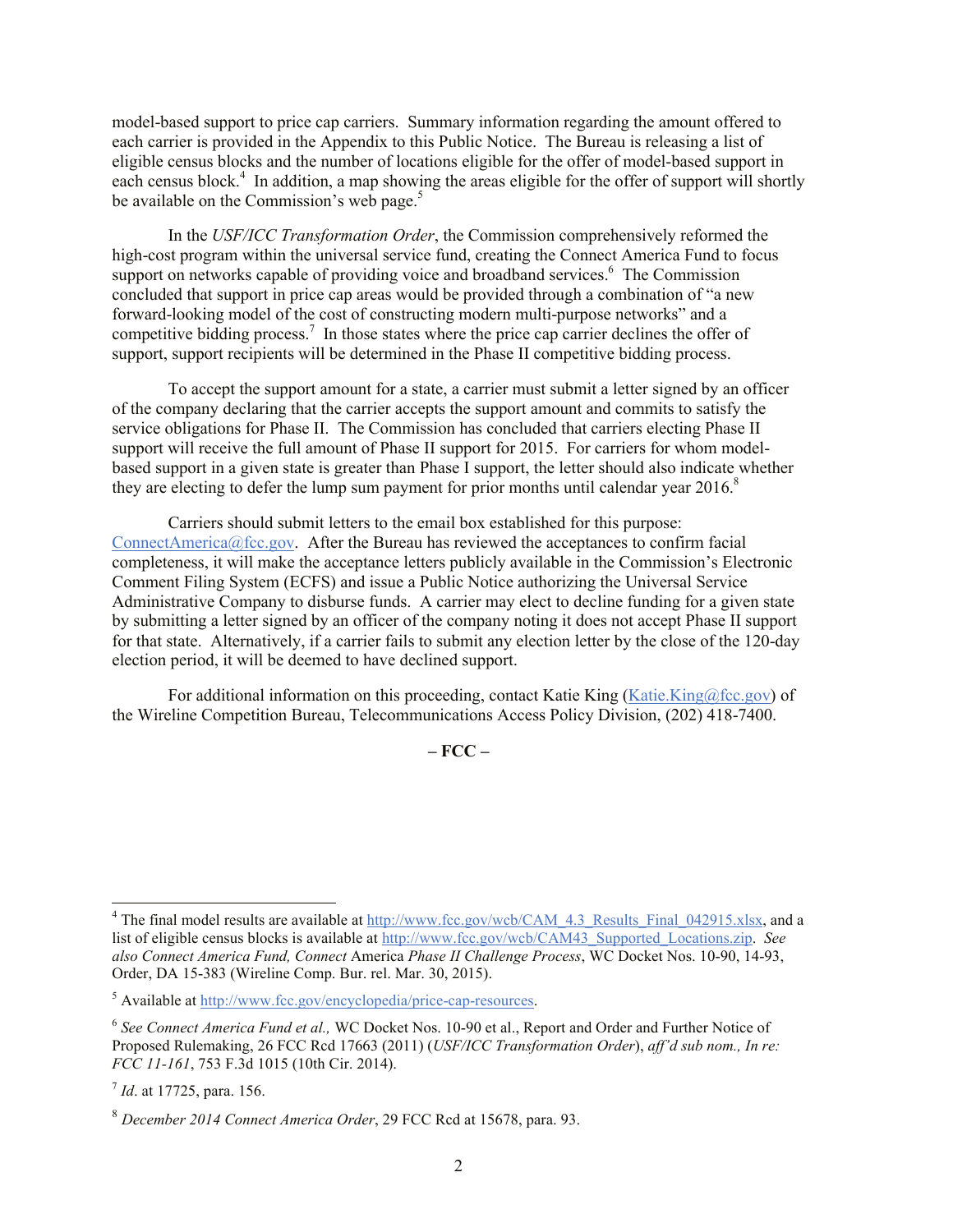model-based support to price cap carriers. Summary information regarding the amount offered to each carrier is provided in the Appendix to this Public Notice. The Bureau is releasing a list of eligible census blocks and the number of locations eligible for the offer of model-based support in each census block.[4] In addition, a map showing the areas eligible for the offer of support will shortly be available on the Commission's web page.[5]

In the *USF/ICC Transformation Order*, the Commission comprehensively reformed the high-cost program within the universal service fund, creating the Connect America Fund to focus support on networks capable of providing voice and broadband services.[6] The Commission concluded that support in price cap areas would be provided through a combination of "a new forward-looking model of the cost of constructing modern multi-purpose networks" and a competitive bidding process.[7] In those states where the price cap carrier declines the offer of support, support recipients will be determined in the Phase II competitive bidding process.

To accept the support amount for a state, a carrier must submit a letter signed by an officer of the company declaring that the carrier accepts the support amount and commits to satisfy the service obligations for Phase II. The Commission has concluded that carriers electing Phase II support will receive the full amount of Phase II support for 2015. For carriers for whom model-based support in a given state is greater than Phase I support, the letter should also indicate whether they are electing to defer the lump sum payment for prior months until calendar year 2016.[8]

Carriers should submit letters to the email box established for this purpose: ConnectAmerica@fcc.gov. After the Bureau has reviewed the acceptances to confirm facial completeness, it will make the acceptance letters publicly available in the Commission's Electronic Comment Filing System (ECFS) and issue a Public Notice authorizing the Universal Service Administrative Company to disburse funds. A carrier may elect to decline funding for a given state by submitting a letter signed by an officer of the company noting it does not accept Phase II support for that state. Alternatively, if a carrier fails to submit any election letter by the close of the 120-day election period, it will be deemed to have declined support.

For additional information on this proceeding, contact Katie King (Katie.King@fcc.gov) of the Wireline Competition Bureau, Telecommunications Access Policy Division, (202) 418-7400.

**– FCC –**

---

[4] The final model results are available at http://www.fcc.gov/wcb/CAM_4.3_Results_Final_042915.xlsx, and a list of eligible census blocks is available at http://www.fcc.gov/wcb/CAM43_Supported_Locations.zip. *See also Connect America Fund, Connect* America *Phase II Challenge Process*, WC Docket Nos. 10-90, 14-93, Order, DA 15-383 (Wireline Comp. Bur. rel. Mar. 30, 2015).

[5] Available at http://www.fcc.gov/encyclopedia/price-cap-resources.

[6] *See Connect America Fund et al.,* WC Docket Nos. 10-90 et al., Report and Order and Further Notice of Proposed Rulemaking, 26 FCC Rcd 17663 (2011) (*USF/ICC Transformation Order*), *aff'd sub nom., In re: FCC 11-161*, 753 F.3d 1015 (10th Cir. 2014).

[7] *Id*. at 17725, para. 156.

[8] *December 2014 Connect America Order*, 29 FCC Rcd at 15678, para. 93.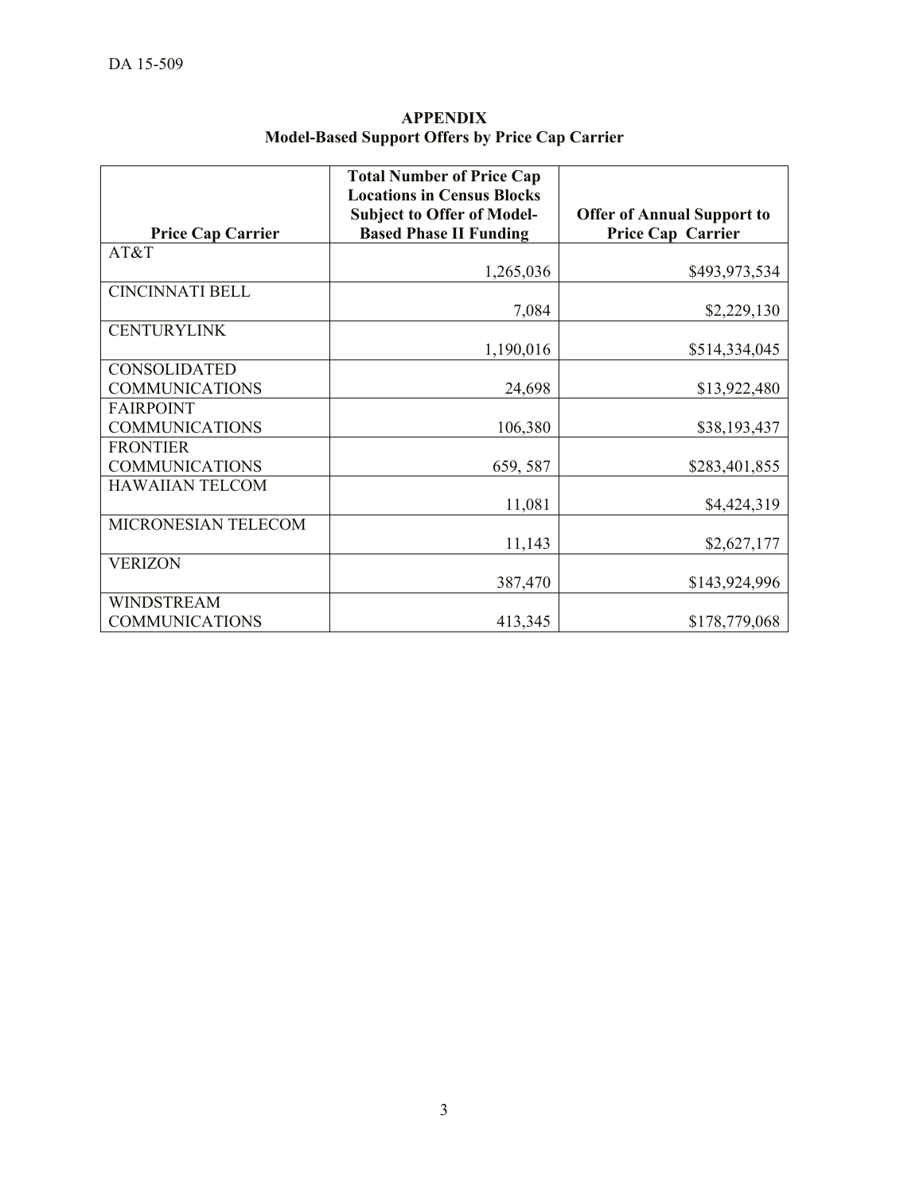**APPENDIX**
**Model-Based Support Offers by Price Cap Carrier**

| Price Cap Carrier | Total Number of Price Cap Locations in Census Blocks Subject to Offer of Model-Based Phase II Funding | Offer of Annual Support to Price Cap Carrier |
|---|---|---|
| AT&T | 1,265,036 | $493,973,534 |
| CINCINNATI BELL | 7,084 | $2,229,130 |
| CENTURYLINK | 1,190,016 | $514,334,045 |
| CONSOLIDATED COMMUNICATIONS | 24,698 | $13,922,480 |
| FAIRPOINT COMMUNICATIONS | 106,380 | $38,193,437 |
| FRONTIER COMMUNICATIONS | 659, 587 | $283,401,855 |
| HAWAIIAN TELCOM | 11,081 | $4,424,319 |
| MICRONESIAN TELECOM | 11,143 | $2,627,177 |
| VERIZON | 387,470 | $143,924,996 |
| WINDSTREAM COMMUNICATIONS | 413,345 | $178,779,068 |